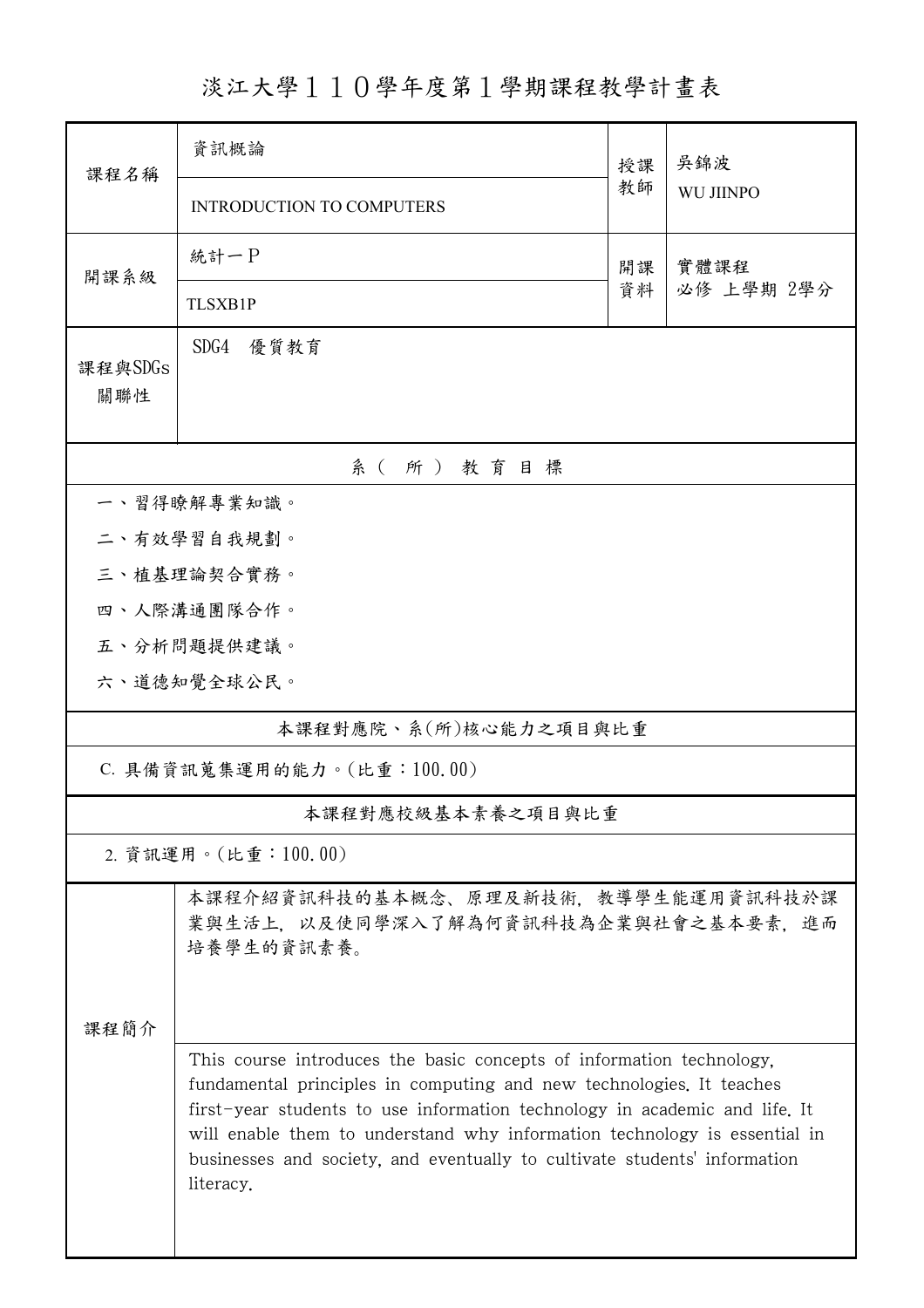# 淡江大學１１０學年度第１學期課程教學計畫表

| 課程名稱 | 資訊概論 | 授課教師 | 吳錦波 |
|---|---|---|---|
| | INTRODUCTION TO COMPUTERS | | WU JIINPO |
| 開課系級 | 統計一Ｐ | 開課資料 | 實體課程<br>必修 上學期 2學分 |
| | TLSXB1P | | |
| 課程與SDGs關聯性 | SDG4　優質教育 | | |

| 系（所）教育目標 |
|---|
| 一、習得瞭解專業知識。 |
| 二、有效學習自我規劃。 |
| 三、植基理論契合實務。 |
| 四、人際溝通團隊合作。 |
| 五、分析問題提供建議。 |
| 六、道德知覺全球公民。 |

| 本課程對應院、系(所)核心能力之項目與比重 |
|---|
| C. 具備資訊蒐集運用的能力。(比重：100.00) |

| 本課程對應校級基本素養之項目與比重 |
|---|
| 2. 資訊運用。(比重：100.00) |

| 課程簡介 | |
|---|---|
| | 本課程介紹資訊科技的基本概念、原理及新技術，教導學生能運用資訊科技於課業與生活上，以及使同學深入了解為何資訊科技為企業與社會之基本要素，進而培養學生的資訊素養。 |
| | This course introduces the basic concepts of information technology, fundamental principles in computing and new technologies. It teaches first-year students to use information technology in academic and life. It will enable them to understand why information technology is essential in businesses and society, and eventually to cultivate students' information literacy. |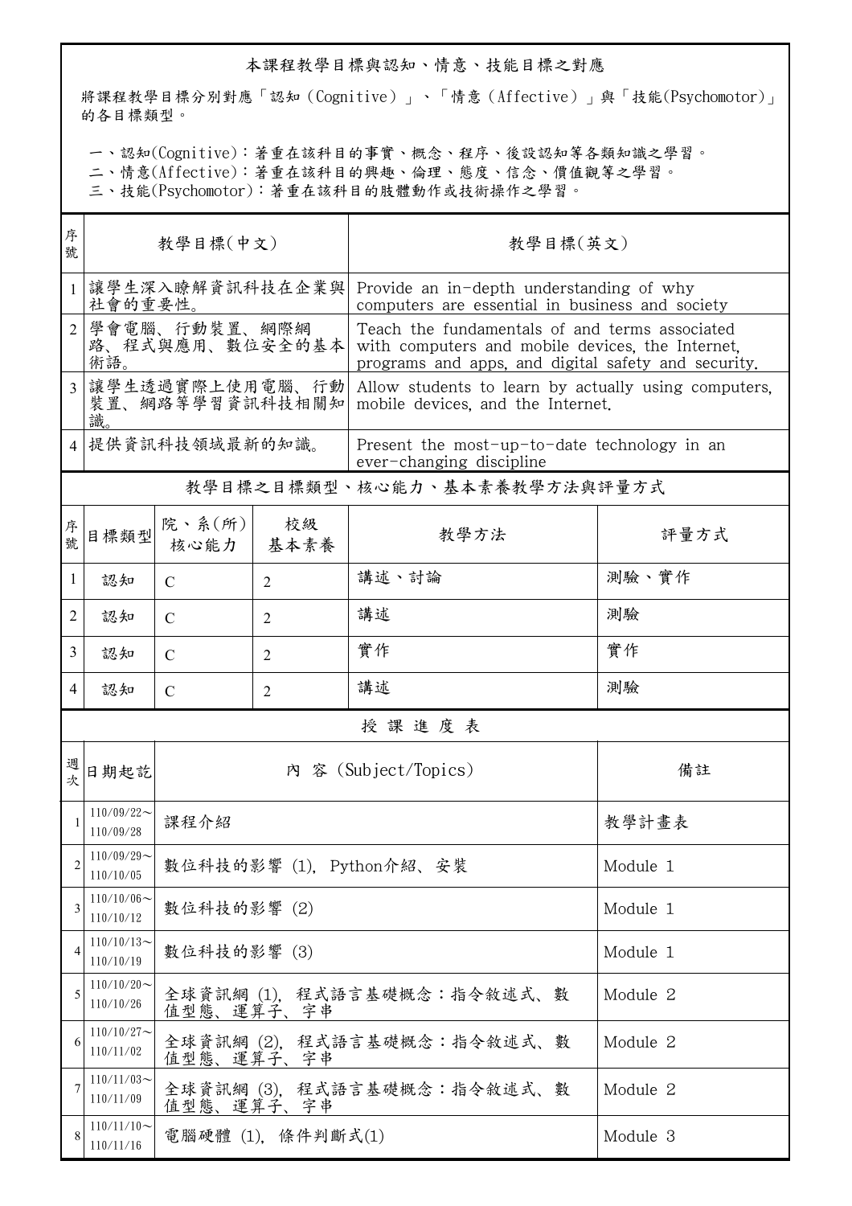## 本課程教學目標與認知、情意、技能目標之對應

將課程教學目標分別對應「認知（Cognitive）」、「情意（Affective）」與「技能(Psychomotor)」的各目標類型。

一、認知(Cognitive)：著重在該科目的事實、概念、程序、後設認知等各類知識之學習。
二、情意(Affective)：著重在該科目的興趣、倫理、態度、信念、價值觀等之學習。
三、技能(Psychomotor)：著重在該科目的肢體動作或技術操作之學習。

| 序號 | 教學目標(中文) | 教學目標(英文) |
|---|---|---|
| 1 | 讓學生深入瞭解資訊科技在企業與社會的重要性。 | Provide an in-depth understanding of why computers are essential in business and society |
| 2 | 學會電腦、行動裝置、網際網路、程式與應用、數位安全的基本術語。 | Teach the fundamentals of and terms associated with computers and mobile devices, the Internet, programs and apps, and digital safety and security. |
| 3 | 讓學生透過實際上使用電腦、行動裝置、網路等學習資訊科技相關知識。 | Allow students to learn by actually using computers, mobile devices, and the Internet. |
| 4 | 提供資訊科技領域最新的知識。 | Present the most-up-to-date technology in an ever-changing discipline |

## 教學目標之目標類型、核心能力、基本素養教學方法與評量方式

| 序號 | 目標類型 | 院、系(所)核心能力 | 校級基本素養 | 教學方法 | 評量方式 |
|---|---|---|---|---|---|
| 1 | 認知 | C | 2 | 講述、討論 | 測驗、實作 |
| 2 | 認知 | C | 2 | 講述 | 測驗 |
| 3 | 認知 | C | 2 | 實作 | 實作 |
| 4 | 認知 | C | 2 | 講述 | 測驗 |

## 授 課 進 度 表

| 週次 | 日期起訖 | 內 容 (Subject/Topics) | 備註 |
|---|---|---|---|
| 1 | 110/09/22～110/09/28 | 課程介紹 | 教學計畫表 |
| 2 | 110/09/29～110/10/05 | 數位科技的影響 (1), Python介紹、安裝 | Module 1 |
| 3 | 110/10/06～110/10/12 | 數位科技的影響 (2) | Module 1 |
| 4 | 110/10/13～110/10/19 | 數位科技的影響 (3) | Module 1 |
| 5 | 110/10/20～110/10/26 | 全球資訊網 (1), 程式語言基礎概念：指令敘述式、數值型態、運算子、字串 | Module 2 |
| 6 | 110/10/27～110/11/02 | 全球資訊網 (2), 程式語言基礎概念：指令敘述式、數值型態、運算子、字串 | Module 2 |
| 7 | 110/11/03～110/11/09 | 全球資訊網 (3), 程式語言基礎概念：指令敘述式、數值型態、運算子、字串 | Module 2 |
| 8 | 110/11/10～110/11/16 | 電腦硬體 (1), 條件判斷式(1) | Module 3 |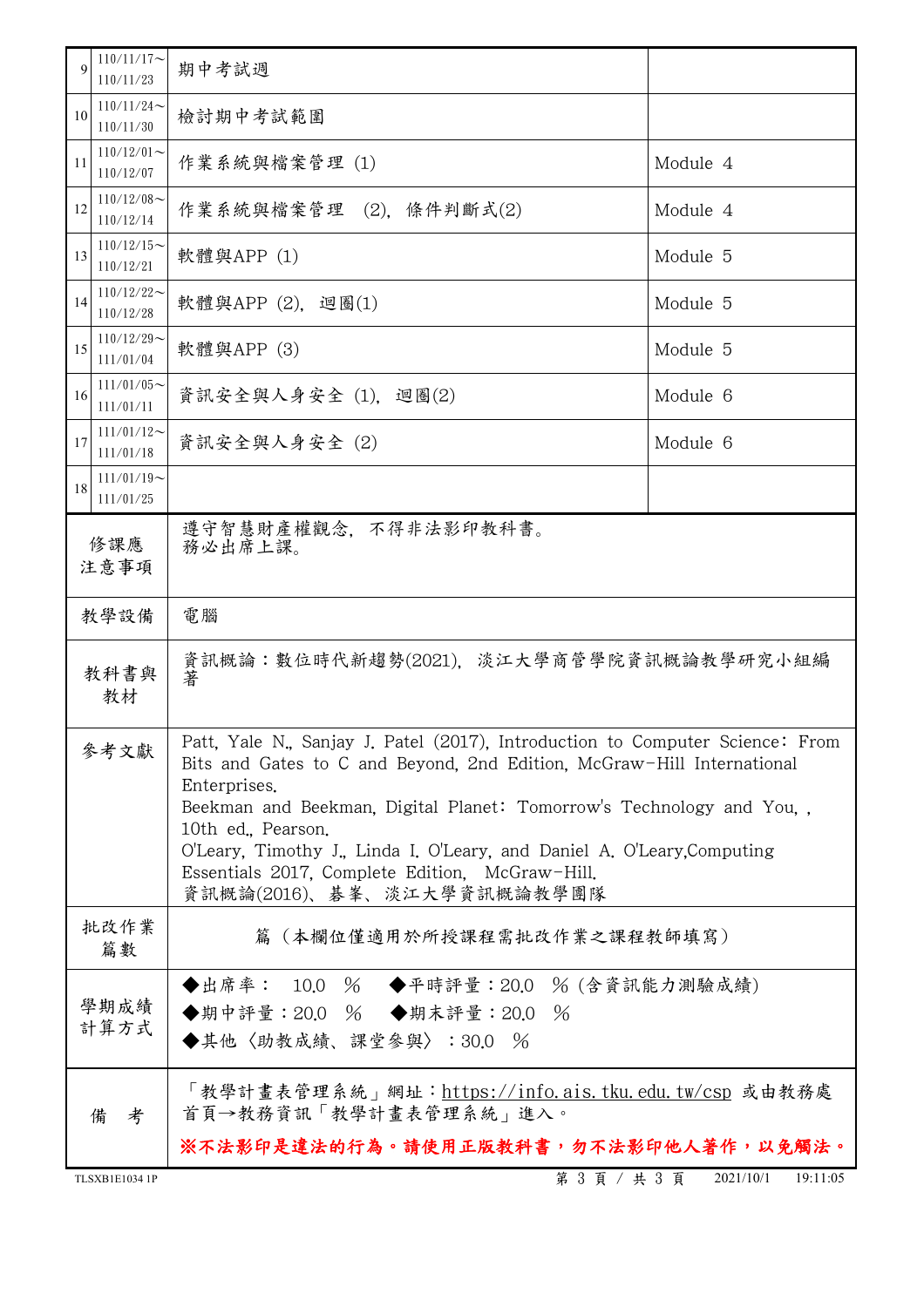| | | | |
|---|---|---|---|
| 9 | 110/11/17～110/11/23 | 期中考試週 | |
| 10 | 110/11/24～110/11/30 | 檢討期中考試範圍 | |
| 11 | 110/12/01～110/12/07 | 作業系統與檔案管理 (1) | Module 4 |
| 12 | 110/12/08～110/12/14 | 作業系統與檔案管理 (2), 條件判斷式(2) | Module 4 |
| 13 | 110/12/15～110/12/21 | 軟體與APP (1) | Module 5 |
| 14 | 110/12/22～110/12/28 | 軟體與APP (2), 迴圈(1) | Module 5 |
| 15 | 110/12/29～111/01/04 | 軟體與APP (3) | Module 5 |
| 16 | 111/01/05～111/01/11 | 資訊安全與人身安全 (1), 迴圈(2) | Module 6 |
| 17 | 111/01/12～111/01/18 | 資訊安全與人身安全 (2) | Module 6 |
| 18 | 111/01/19～111/01/25 | | |

| | |
|---|---|
| 修課應注意事項 | 遵守智慧財產權觀念，不得非法影印教科書。<br>務必出席上課。 |
| 教學設備 | 電腦 |
| 教科書與教材 | 資訊概論：數位時代新趨勢(2021)，淡江大學商管學院資訊概論教學研究小組編著 |
| 參考文獻 | Patt, Yale N., Sanjay J. Patel (2017), Introduction to Computer Science: From Bits and Gates to C and Beyond, 2nd Edition, McGraw-Hill International Enterprises.<br>Beekman and Beekman, Digital Planet: Tomorrow's Technology and You, , 10th ed., Pearson.<br>O'Leary, Timothy J., Linda I. O'Leary, and Daniel A. O'Leary,Computing Essentials 2017, Complete Edition, McGraw-Hill.<br>資訊概論(2016)、碁峯、淡江大學資訊概論教學團隊 |
| 批改作業篇數 | 篇（本欄位僅適用於所授課程需批改作業之課程教師填寫） |
| 學期成績計算方式 | ◆出席率： 10.0 ％ ◆平時評量：20.0 ％（含資訊能力測驗成績）<br>◆期中評量：20.0 ％ ◆期末評量：20.0 ％<br>◆其他〈助教成績、課堂參與〉：30.0 ％ |
| 備　考 | 「教學計畫表管理系統」網址：https://info.ais.tku.edu.tw/csp 或由教務處首頁→教務資訊「教學計畫表管理系統」進入。<br>**※不法影印是違法的行為。請使用正版教科書，勿不法影印他人著作，以免觸法。** |

TLSXB1E1034 1P　　2021/10/1　19:11:05